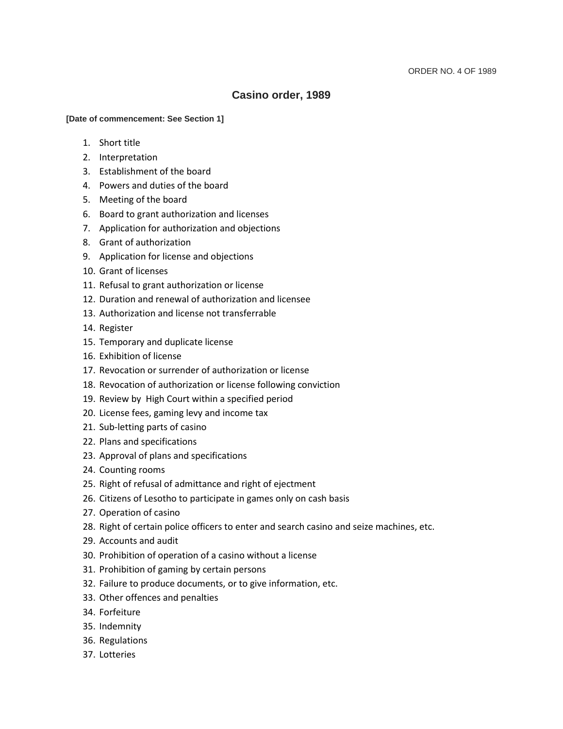ORDER NO. 4 OF 1989

# Casino order, 1989

**[Date of commencement: See Section 1]**

1. Short title
2. Interpretation
3. Establishment of the board
4. Powers and duties of the board
5. Meeting of the board
6. Board to grant authorization and licenses
7. Application for authorization and objections
8. Grant of authorization
9. Application for license and objections
10. Grant of licenses
11. Refusal to grant authorization or license
12. Duration and renewal of authorization and licensee
13. Authorization and license not transferrable
14. Register
15. Temporary and duplicate license
16. Exhibition of license
17. Revocation or surrender of authorization or license
18. Revocation of authorization or license following conviction
19. Review by High Court within a specified period
20. License fees, gaming levy and income tax
21. Sub-letting parts of casino
22. Plans and specifications
23. Approval of plans and specifications
24. Counting rooms
25. Right of refusal of admittance and right of ejectment
26. Citizens of Lesotho to participate in games only on cash basis
27. Operation of casino
28. Right of certain police officers to enter and search casino and seize machines, etc.
29. Accounts and audit
30. Prohibition of operation of a casino without a license
31. Prohibition of gaming by certain persons
32. Failure to produce documents, or to give information, etc.
33. Other offences and penalties
34. Forfeiture
35. Indemnity
36. Regulations
37. Lotteries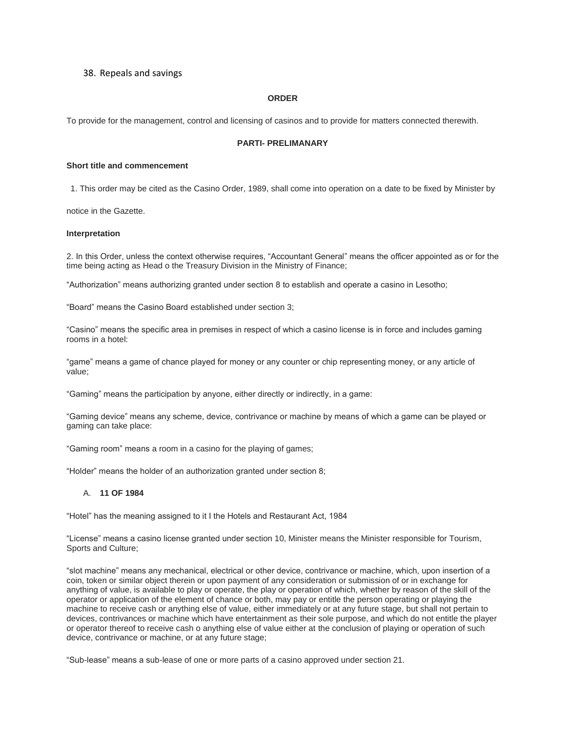38. Repeals and savings

**ORDER**

To provide for the management, control and licensing of casinos and to provide for matters connected therewith.

**PARTI- PRELIMANARY**

**Short title and commencement**

1. This order may be cited as the Casino Order, 1989, shall come into operation on a date to be fixed by Minister by

notice in the Gazette.

**Interpretation**

2. In this Order, unless the context otherwise requires, "Accountant General" means the officer appointed as or for the time being acting as Head o the Treasury Division in the Ministry of Finance;

"Authorization" means authorizing granted under section 8 to establish and operate a casino in Lesotho;

"Board" means the Casino Board established under section 3;

"Casino" means the specific area in premises in respect of which a casino license is in force and includes gaming rooms in a hotel:

"game" means a game of chance played for money or any counter or chip representing money, or any article of value;

"Gaming" means the participation by anyone, either directly or indirectly, in a game:

"Gaming device" means any scheme, device, contrivance or machine by means of which a game can be played or gaming can take place:

"Gaming room" means a room in a casino for the playing of games;

"Holder" means the holder of an authorization granted under section 8;

A. **11 OF 1984**

"Hotel" has the meaning assigned to it I the Hotels and Restaurant Act, 1984

"License" means a casino license granted under section 10, Minister means the Minister responsible for Tourism, Sports and Culture;

"slot machine" means any mechanical, electrical or other device, contrivance or machine, which, upon insertion of a coin, token or similar object therein or upon payment of any consideration or submission of or in exchange for anything of value, is available to play or operate, the play or operation of which, whether by reason of the skill of the operator or application of the element of chance or both, may pay or entitle the person operating or playing the machine to receive cash or anything else of value, either immediately or at any future stage, but shall not pertain to devices, contrivances or machine which have entertainment as their sole purpose, and which do not entitle the player or operator thereof to receive cash o anything else of value either at the conclusion of playing or operation of such device, contrivance or machine, or at any future stage;

"Sub-lease" means a sub-lease of one or more parts of a casino approved under section 21.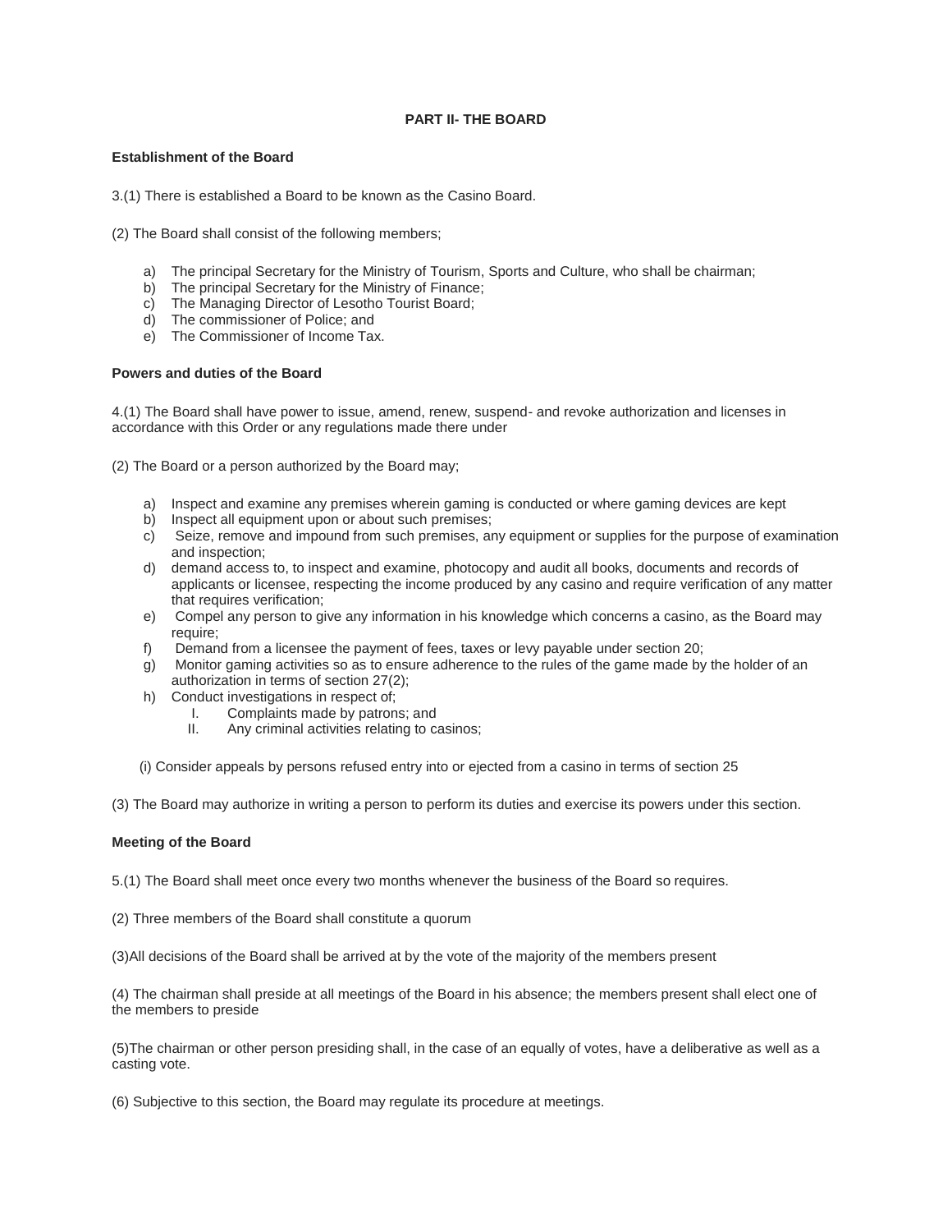## PART II- THE BOARD

**Establishment of the Board**

3.(1) There is established a Board to be known as the Casino Board.

(2) The Board shall consist of the following members;

a) The principal Secretary for the Ministry of Tourism, Sports and Culture, who shall be chairman;
b) The principal Secretary for the Ministry of Finance;
c) The Managing Director of Lesotho Tourist Board;
d) The commissioner of Police; and
e) The Commissioner of Income Tax.

**Powers and duties of the Board**

4.(1) The Board shall have power to issue, amend, renew, suspend- and revoke authorization and licenses in accordance with this Order or any regulations made there under

(2) The Board or a person authorized by the Board may;

a) Inspect and examine any premises wherein gaming is conducted or where gaming devices are kept
b) Inspect all equipment upon or about such premises;
c) Seize, remove and impound from such premises, any equipment or supplies for the purpose of examination and inspection;
d) demand access to, to inspect and examine, photocopy and audit all books, documents and records of applicants or licensee, respecting the income produced by any casino and require verification of any matter that requires verification;
e) Compel any person to give any information in his knowledge which concerns a casino, as the Board may require;
f) Demand from a licensee the payment of fees, taxes or levy payable under section 20;
g) Monitor gaming activities so as to ensure adherence to the rules of the game made by the holder of an authorization in terms of section 27(2);
h) Conduct investigations in respect of;
   I. Complaints made by patrons; and
   II. Any criminal activities relating to casinos;

(i) Consider appeals by persons refused entry into or ejected from a casino in terms of section 25

(3) The Board may authorize in writing a person to perform its duties and exercise its powers under this section.

**Meeting of the Board**

5.(1) The Board shall meet once every two months whenever the business of the Board so requires.

(2) Three members of the Board shall constitute a quorum

(3)All decisions of the Board shall be arrived at by the vote of the majority of the members present

(4) The chairman shall preside at all meetings of the Board in his absence; the members present shall elect one of the members to preside

(5)The chairman or other person presiding shall, in the case of an equally of votes, have a deliberative as well as a casting vote.

(6) Subjective to this section, the Board may regulate its procedure at meetings.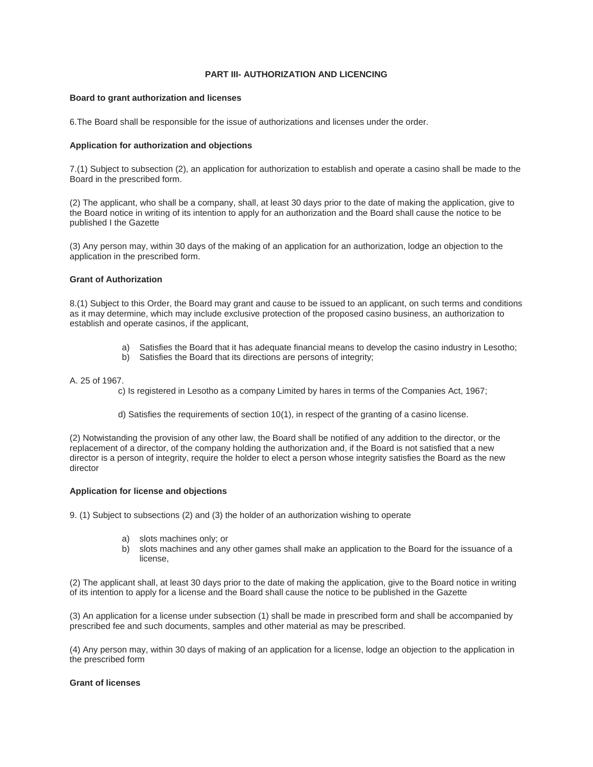## PART III- AUTHORIZATION AND LICENCING

**Board to grant authorization and licenses**

6.The Board shall be responsible for the issue of authorizations and licenses under the order.

**Application for authorization and objections**

7.(1) Subject to subsection (2), an application for authorization to establish and operate a casino shall be made to the Board in the prescribed form.

(2) The applicant, who shall be a company, shall, at least 30 days prior to the date of making the application, give to the Board notice in writing of its intention to apply for an authorization and the Board shall cause the notice to be published I the Gazette

(3) Any person may, within 30 days of the making of an application for an authorization, lodge an objection to the application in the prescribed form.

**Grant of Authorization**

8.(1) Subject to this Order, the Board may grant and cause to be issued to an applicant, on such terms and conditions as it may determine, which may include exclusive protection of the proposed casino business, an authorization to establish and operate casinos, if the applicant,

a) Satisfies the Board that it has adequate financial means to develop the casino industry in Lesotho;
b) Satisfies the Board that its directions are persons of integrity;

A. 25 of 1967.

c) Is registered in Lesotho as a company Limited by hares in terms of the Companies Act, 1967;

d) Satisfies the requirements of section 10(1), in respect of the granting of a casino license.

(2) Notwistanding the provision of any other law, the Board shall be notified of any addition to the director, or the replacement of a director, of the company holding the authorization and, if the Board is not satisfied that a new director is a person of integrity, require the holder to elect a person whose integrity satisfies the Board as the new director

**Application for license and objections**

9. (1) Subject to subsections (2) and (3) the holder of an authorization wishing to operate

a) slots machines only; or
b) slots machines and any other games shall make an application to the Board for the issuance of a license,

(2) The applicant shall, at least 30 days prior to the date of making the application, give to the Board notice in writing of its intention to apply for a license and the Board shall cause the notice to be published in the Gazette

(3) An application for a license under subsection (1) shall be made in prescribed form and shall be accompanied by prescribed fee and such documents, samples and other material as may be prescribed.

(4) Any person may, within 30 days of making of an application for a license, lodge an objection to the application in the prescribed form

**Grant of licenses**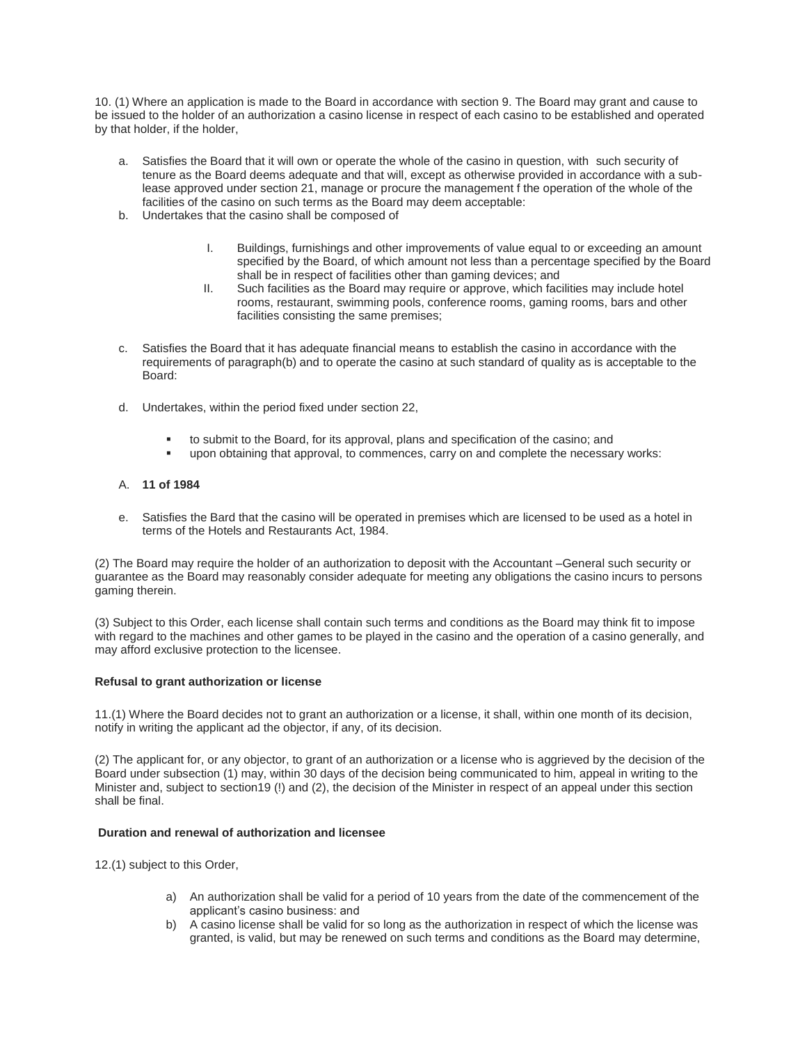10. (1) Where an application is made to the Board in accordance with section 9. The Board may grant and cause to be issued to the holder of an authorization a casino license in respect of each casino to be established and operated by that holder, if the holder,

a. Satisfies the Board that it will own or operate the whole of the casino in question, with such security of tenure as the Board deems adequate and that will, except as otherwise provided in accordance with a sub-lease approved under section 21, manage or procure the management f the operation of the whole of the facilities of the casino on such terms as the Board may deem acceptable:
b. Undertakes that the casino shall be composed of

   I. Buildings, furnishings and other improvements of value equal to or exceeding an amount specified by the Board, of which amount not less than a percentage specified by the Board shall be in respect of facilities other than gaming devices; and
   II. Such facilities as the Board may require or approve, which facilities may include hotel rooms, restaurant, swimming pools, conference rooms, gaming rooms, bars and other facilities consisting the same premises;

c. Satisfies the Board that it has adequate financial means to establish the casino in accordance with the requirements of paragraph(b) and to operate the casino at such standard of quality as is acceptable to the Board:

d. Undertakes, within the period fixed under section 22,

   - to submit to the Board, for its approval, plans and specification of the casino; and
   - upon obtaining that approval, to commences, carry on and complete the necessary works:

A. **11 of 1984**

e. Satisfies the Bard that the casino will be operated in premises which are licensed to be used as a hotel in terms of the Hotels and Restaurants Act, 1984.

(2) The Board may require the holder of an authorization to deposit with the Accountant –General such security or guarantee as the Board may reasonably consider adequate for meeting any obligations the casino incurs to persons gaming therein.

(3) Subject to this Order, each license shall contain such terms and conditions as the Board may think fit to impose with regard to the machines and other games to be played in the casino and the operation of a casino generally, and may afford exclusive protection to the licensee.

**Refusal to grant authorization or license**

11.(1) Where the Board decides not to grant an authorization or a license, it shall, within one month of its decision, notify in writing the applicant ad the objector, if any, of its decision.

(2) The applicant for, or any objector, to grant of an authorization or a license who is aggrieved by the decision of the Board under subsection (1) may, within 30 days of the decision being communicated to him, appeal in writing to the Minister and, subject to section19 (!) and (2), the decision of the Minister in respect of an appeal under this section shall be final.

**Duration and renewal of authorization and licensee**

12.(1) subject to this Order,

a) An authorization shall be valid for a period of 10 years from the date of the commencement of the applicant's casino business: and
b) A casino license shall be valid for so long as the authorization in respect of which the license was granted, is valid, but may be renewed on such terms and conditions as the Board may determine,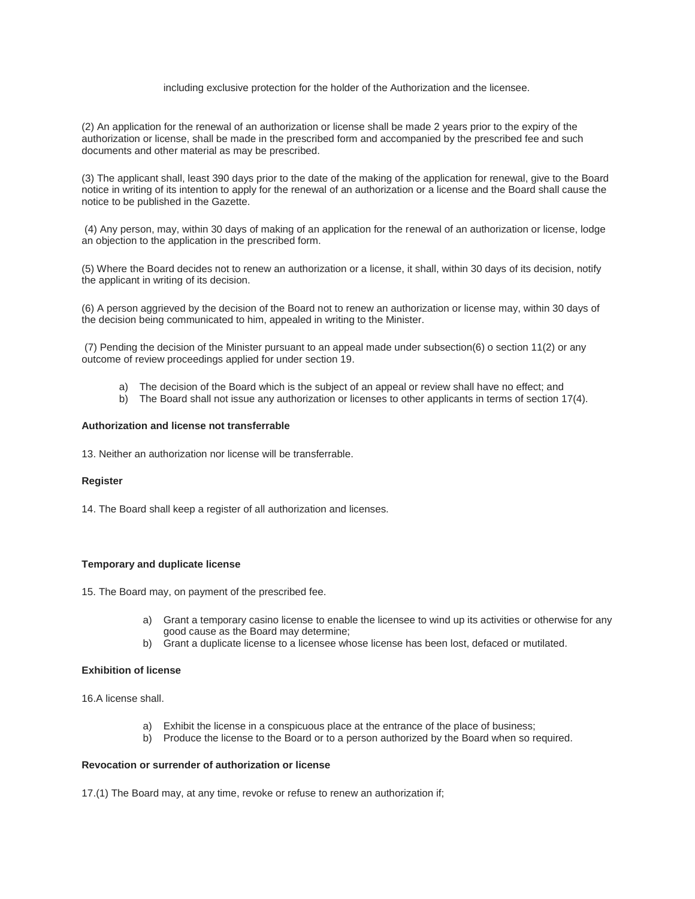including exclusive protection for the holder of the Authorization and the licensee.

(2) An application for the renewal of an authorization or license shall be made 2 years prior to the expiry of the authorization or license, shall be made in the prescribed form and accompanied by the prescribed fee and such documents and other material as may be prescribed.

(3) The applicant shall, least 390 days prior to the date of the making of the application for renewal, give to the Board notice in writing of its intention to apply for the renewal of an authorization or a license and the Board shall cause the notice to be published in the Gazette.

(4) Any person, may, within 30 days of making of an application for the renewal of an authorization or license, lodge an objection to the application in the prescribed form.

(5) Where the Board decides not to renew an authorization or a license, it shall, within 30 days of its decision, notify the applicant in writing of its decision.

(6) A person aggrieved by the decision of the Board not to renew an authorization or license may, within 30 days of the decision being communicated to him, appealed in writing to the Minister.

(7) Pending the decision of the Minister pursuant to an appeal made under subsection(6) o section 11(2) or any outcome of review proceedings applied for under section 19.

a) The decision of the Board which is the subject of an appeal or review shall have no effect; and
b) The Board shall not issue any authorization or licenses to other applicants in terms of section 17(4).

**Authorization and license not transferrable**

13. Neither an authorization nor license will be transferrable.

**Register**

14. The Board shall keep a register of all authorization and licenses.

**Temporary and duplicate license**

15. The Board may, on payment of the prescribed fee.

a) Grant a temporary casino license to enable the licensee to wind up its activities or otherwise for any good cause as the Board may determine;
b) Grant a duplicate license to a licensee whose license has been lost, defaced or mutilated.

**Exhibition of license**

16.A license shall.

a) Exhibit the license in a conspicuous place at the entrance of the place of business;
b) Produce the license to the Board or to a person authorized by the Board when so required.

**Revocation or surrender of authorization or license**

17.(1) The Board may, at any time, revoke or refuse to renew an authorization if;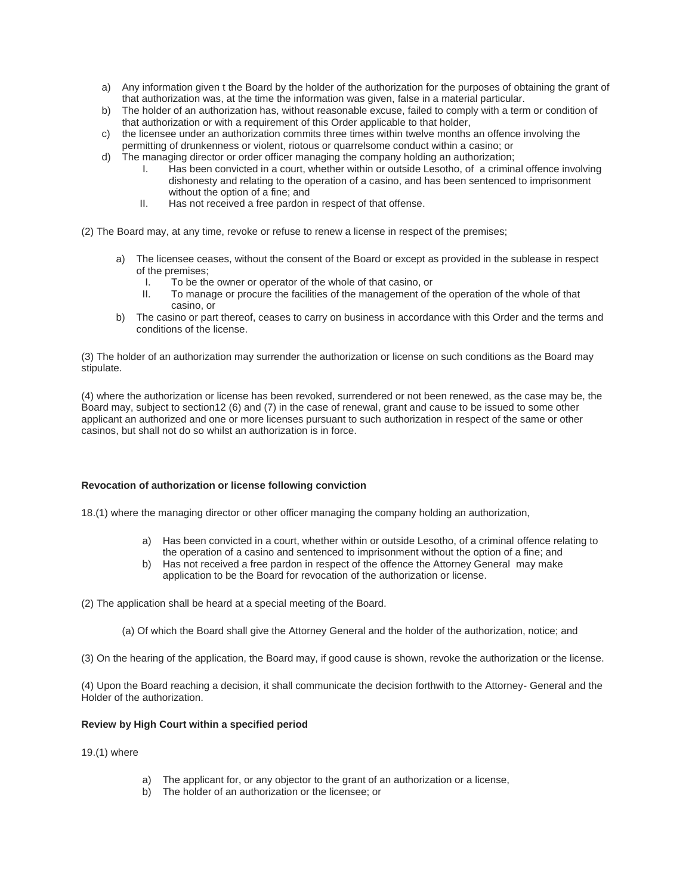a) Any information given t the Board by the holder of the authorization for the purposes of obtaining the grant of that authorization was, at the time the information was given, false in a material particular.
b) The holder of an authorization has, without reasonable excuse, failed to comply with a term or condition of that authorization or with a requirement of this Order applicable to that holder,
c) the licensee under an authorization commits three times within twelve months an offence involving the permitting of drunkenness or violent, riotous or quarrelsome conduct within a casino; or
d) The managing director or order officer managing the company holding an authorization;
   I. Has been convicted in a court, whether within or outside Lesotho, of a criminal offence involving dishonesty and relating to the operation of a casino, and has been sentenced to imprisonment without the option of a fine; and
   II. Has not received a free pardon in respect of that offense.

(2) The Board may, at any time, revoke or refuse to renew a license in respect of the premises;

a) The licensee ceases, without the consent of the Board or except as provided in the sublease in respect of the premises;
   I. To be the owner or operator of the whole of that casino, or
   II. To manage or procure the facilities of the management of the operation of the whole of that casino, or
b) The casino or part thereof, ceases to carry on business in accordance with this Order and the terms and conditions of the license.

(3) The holder of an authorization may surrender the authorization or license on such conditions as the Board may stipulate.

(4) where the authorization or license has been revoked, surrendered or not been renewed, as the case may be, the Board may, subject to section12 (6) and (7) in the case of renewal, grant and cause to be issued to some other applicant an authorized and one or more licenses pursuant to such authorization in respect of the same or other casinos, but shall not do so whilst an authorization is in force.

**Revocation of authorization or license following conviction**

18.(1) where the managing director or other officer managing the company holding an authorization,

a) Has been convicted in a court, whether within or outside Lesotho, of a criminal offence relating to the operation of a casino and sentenced to imprisonment without the option of a fine; and
b) Has not received a free pardon in respect of the offence the Attorney General may make application to be the Board for revocation of the authorization or license.

(2) The application shall be heard at a special meeting of the Board.

(a) Of which the Board shall give the Attorney General and the holder of the authorization, notice; and

(3) On the hearing of the application, the Board may, if good cause is shown, revoke the authorization or the license.

(4) Upon the Board reaching a decision, it shall communicate the decision forthwith to the Attorney- General and the Holder of the authorization.

**Review by High Court within a specified period**

19.(1) where

a) The applicant for, or any objector to the grant of an authorization or a license,
b) The holder of an authorization or the licensee; or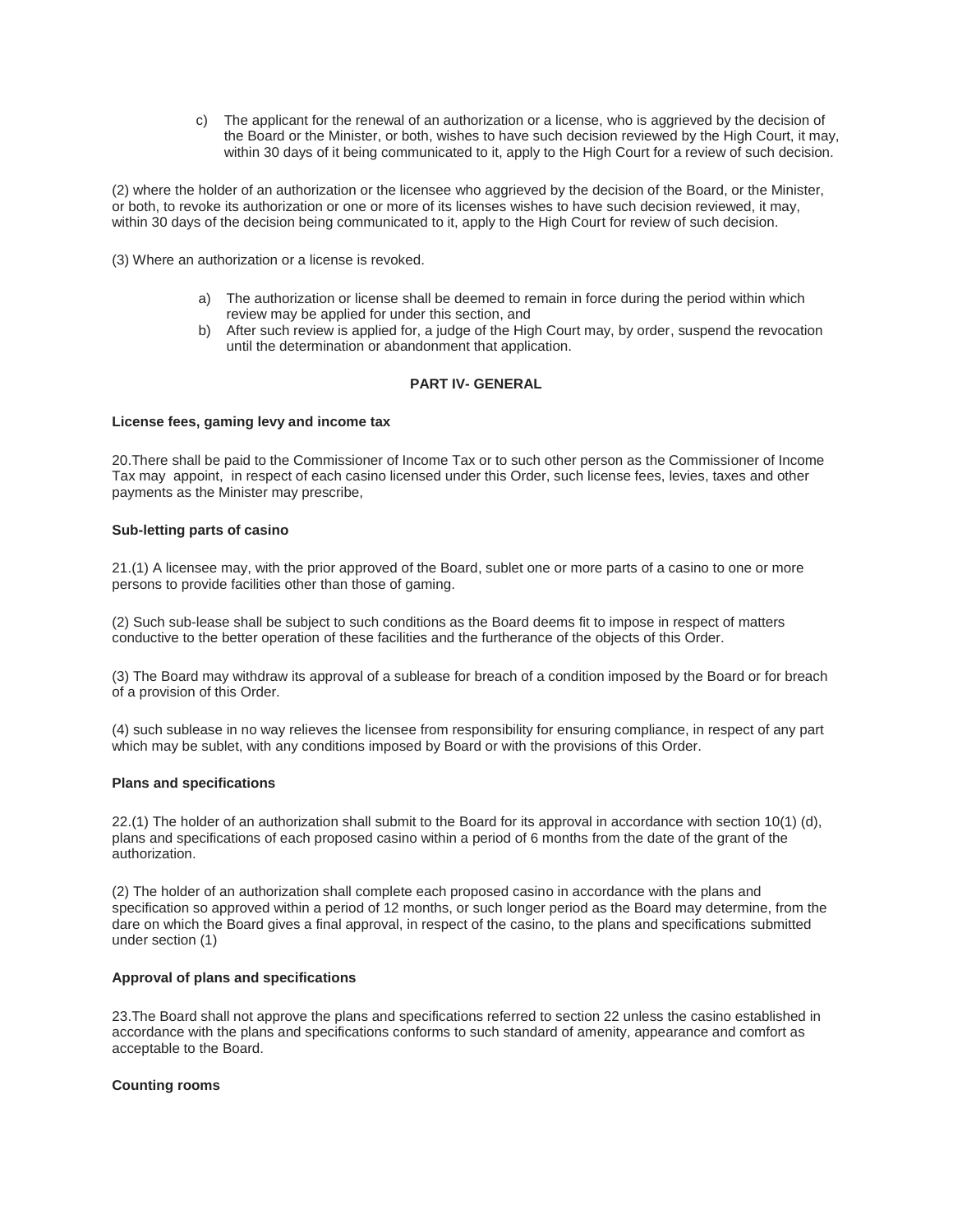c) The applicant for the renewal of an authorization or a license, who is aggrieved by the decision of the Board or the Minister, or both, wishes to have such decision reviewed by the High Court, it may, within 30 days of it being communicated to it, apply to the High Court for a review of such decision.

(2) where the holder of an authorization or the licensee who aggrieved by the decision of the Board, or the Minister, or both, to revoke its authorization or one or more of its licenses wishes to have such decision reviewed, it may, within 30 days of the decision being communicated to it, apply to the High Court for review of such decision.

(3) Where an authorization or a license is revoked.

a) The authorization or license shall be deemed to remain in force during the period within which review may be applied for under this section, and
b) After such review is applied for, a judge of the High Court may, by order, suspend the revocation until the determination or abandonment that application.

**PART IV- GENERAL**

**License fees, gaming levy and income tax**

20.There shall be paid to the Commissioner of Income Tax or to such other person as the Commissioner of Income Tax may appoint, in respect of each casino licensed under this Order, such license fees, levies, taxes and other payments as the Minister may prescribe,

**Sub-letting parts of casino**

21.(1) A licensee may, with the prior approved of the Board, sublet one or more parts of a casino to one or more persons to provide facilities other than those of gaming.

(2) Such sub-lease shall be subject to such conditions as the Board deems fit to impose in respect of matters conductive to the better operation of these facilities and the furtherance of the objects of this Order.

(3) The Board may withdraw its approval of a sublease for breach of a condition imposed by the Board or for breach of a provision of this Order.

(4) such sublease in no way relieves the licensee from responsibility for ensuring compliance, in respect of any part which may be sublet, with any conditions imposed by Board or with the provisions of this Order.

**Plans and specifications**

22.(1) The holder of an authorization shall submit to the Board for its approval in accordance with section 10(1) (d), plans and specifications of each proposed casino within a period of 6 months from the date of the grant of the authorization.

(2) The holder of an authorization shall complete each proposed casino in accordance with the plans and specification so approved within a period of 12 months, or such longer period as the Board may determine, from the dare on which the Board gives a final approval, in respect of the casino, to the plans and specifications submitted under section (1)

**Approval of plans and specifications**

23.The Board shall not approve the plans and specifications referred to section 22 unless the casino established in accordance with the plans and specifications conforms to such standard of amenity, appearance and comfort as acceptable to the Board.

**Counting rooms**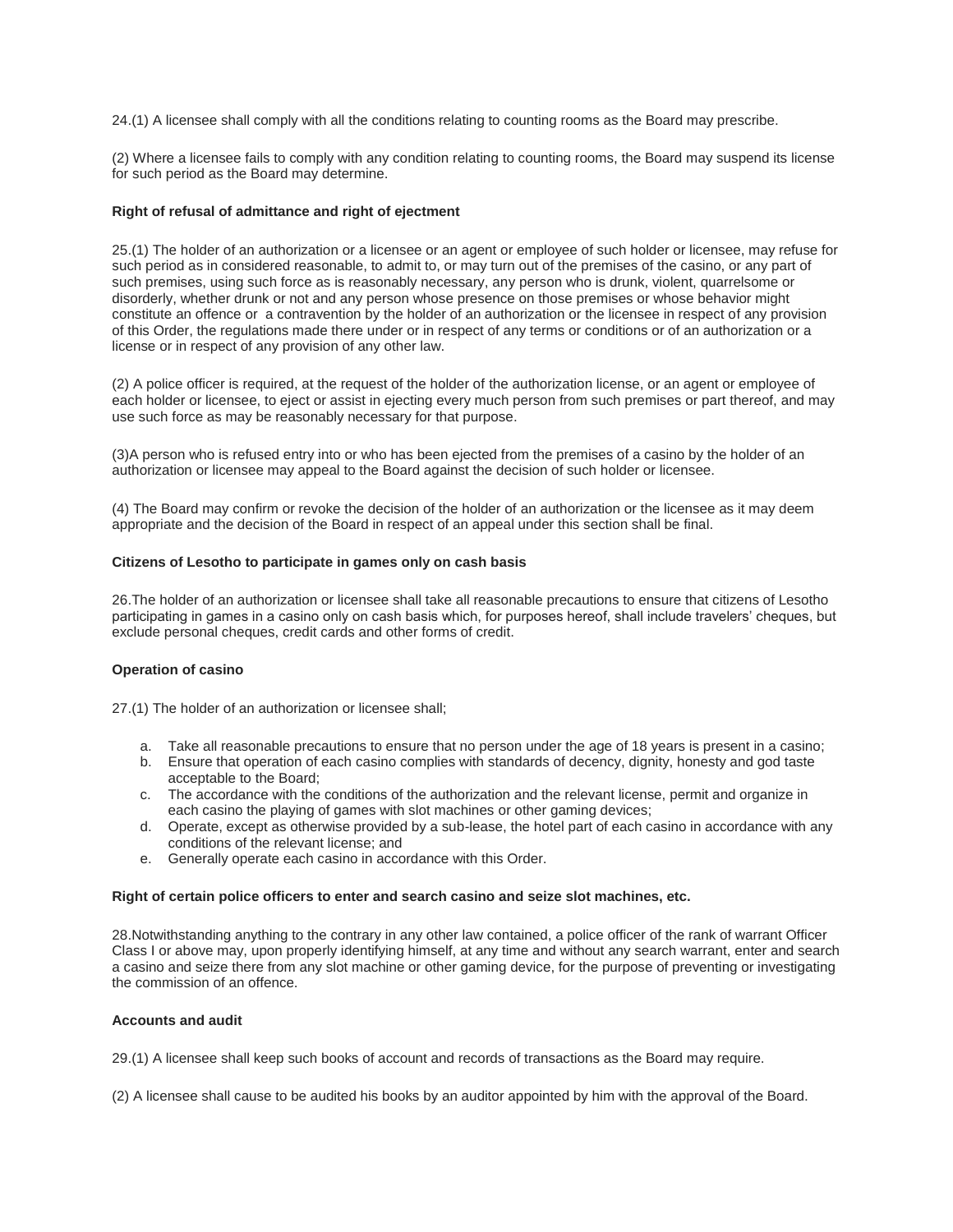24.(1) A licensee shall comply with all the conditions relating to counting rooms as the Board may prescribe.

(2) Where a licensee fails to comply with any condition relating to counting rooms, the Board may suspend its license for such period as the Board may determine.

**Right of refusal of admittance and right of ejectment**

25.(1) The holder of an authorization or a licensee or an agent or employee of such holder or licensee, may refuse for such period as in considered reasonable, to admit to, or may turn out of the premises of the casino, or any part of such premises, using such force as is reasonably necessary, any person who is drunk, violent, quarrelsome or disorderly, whether drunk or not and any person whose presence on those premises or whose behavior might constitute an offence or a contravention by the holder of an authorization or the licensee in respect of any provision of this Order, the regulations made there under or in respect of any terms or conditions or of an authorization or a license or in respect of any provision of any other law.

(2) A police officer is required, at the request of the holder of the authorization license, or an agent or employee of each holder or licensee, to eject or assist in ejecting every much person from such premises or part thereof, and may use such force as may be reasonably necessary for that purpose.

(3)A person who is refused entry into or who has been ejected from the premises of a casino by the holder of an authorization or licensee may appeal to the Board against the decision of such holder or licensee.

(4) The Board may confirm or revoke the decision of the holder of an authorization or the licensee as it may deem appropriate and the decision of the Board in respect of an appeal under this section shall be final.

**Citizens of Lesotho to participate in games only on cash basis**

26.The holder of an authorization or licensee shall take all reasonable precautions to ensure that citizens of Lesotho participating in games in a casino only on cash basis which, for purposes hereof, shall include travelers' cheques, but exclude personal cheques, credit cards and other forms of credit.

**Operation of casino**

27.(1) The holder of an authorization or licensee shall;

a. Take all reasonable precautions to ensure that no person under the age of 18 years is present in a casino;
b. Ensure that operation of each casino complies with standards of decency, dignity, honesty and god taste acceptable to the Board;
c. The accordance with the conditions of the authorization and the relevant license, permit and organize in each casino the playing of games with slot machines or other gaming devices;
d. Operate, except as otherwise provided by a sub-lease, the hotel part of each casino in accordance with any conditions of the relevant license; and
e. Generally operate each casino in accordance with this Order.

**Right of certain police officers to enter and search casino and seize slot machines, etc.**

28.Notwithstanding anything to the contrary in any other law contained, a police officer of the rank of warrant Officer Class I or above may, upon properly identifying himself, at any time and without any search warrant, enter and search a casino and seize there from any slot machine or other gaming device, for the purpose of preventing or investigating the commission of an offence.

**Accounts and audit**

29.(1) A licensee shall keep such books of account and records of transactions as the Board may require.

(2) A licensee shall cause to be audited his books by an auditor appointed by him with the approval of the Board.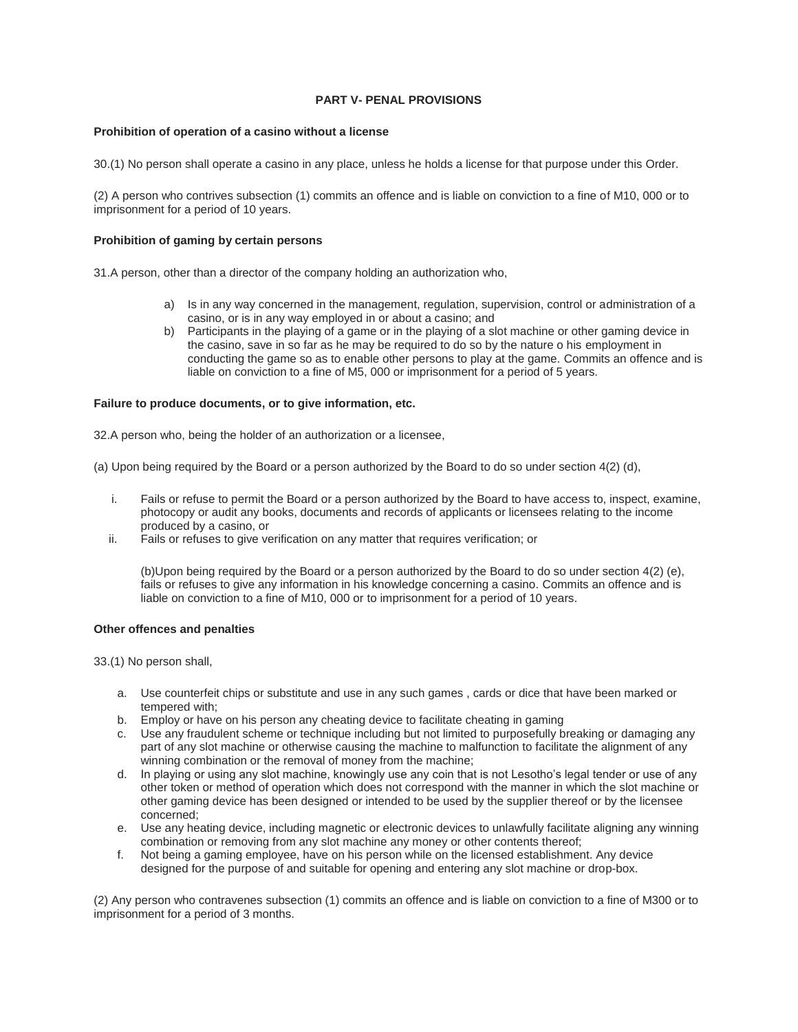## PART V- PENAL PROVISIONS

**Prohibition of operation of a casino without a license**

30.(1) No person shall operate a casino in any place, unless he holds a license for that purpose under this Order.

(2) A person who contrives subsection (1) commits an offence and is liable on conviction to a fine of M10, 000 or to imprisonment for a period of 10 years.

**Prohibition of gaming by certain persons**

31.A person, other than a director of the company holding an authorization who,

a) Is in any way concerned in the management, regulation, supervision, control or administration of a casino, or is in any way employed in or about a casino; and
b) Participants in the playing of a game or in the playing of a slot machine or other gaming device in the casino, save in so far as he may be required to do so by the nature o his employment in conducting the game so as to enable other persons to play at the game. Commits an offence and is liable on conviction to a fine of M5, 000 or imprisonment for a period of 5 years.

**Failure to produce documents, or to give information, etc.**

32.A person who, being the holder of an authorization or a licensee,

(a) Upon being required by the Board or a person authorized by the Board to do so under section 4(2) (d),

i. Fails or refuse to permit the Board or a person authorized by the Board to have access to, inspect, examine, photocopy or audit any books, documents and records of applicants or licensees relating to the income produced by a casino, or
ii. Fails or refuses to give verification on any matter that requires verification; or

(b)Upon being required by the Board or a person authorized by the Board to do so under section 4(2) (e), fails or refuses to give any information in his knowledge concerning a casino. Commits an offence and is liable on conviction to a fine of M10, 000 or to imprisonment for a period of 10 years.

**Other offences and penalties**

33.(1) No person shall,

a. Use counterfeit chips or substitute and use in any such games , cards or dice that have been marked or tempered with;
b. Employ or have on his person any cheating device to facilitate cheating in gaming
c. Use any fraudulent scheme or technique including but not limited to purposefully breaking or damaging any part of any slot machine or otherwise causing the machine to malfunction to facilitate the alignment of any winning combination or the removal of money from the machine;
d. In playing or using any slot machine, knowingly use any coin that is not Lesotho's legal tender or use of any other token or method of operation which does not correspond with the manner in which the slot machine or other gaming device has been designed or intended to be used by the supplier thereof or by the licensee concerned;
e. Use any heating device, including magnetic or electronic devices to unlawfully facilitate aligning any winning combination or removing from any slot machine any money or other contents thereof;
f. Not being a gaming employee, have on his person while on the licensed establishment. Any device designed for the purpose of and suitable for opening and entering any slot machine or drop-box.

(2) Any person who contravenes subsection (1) commits an offence and is liable on conviction to a fine of M300 or to imprisonment for a period of 3 months.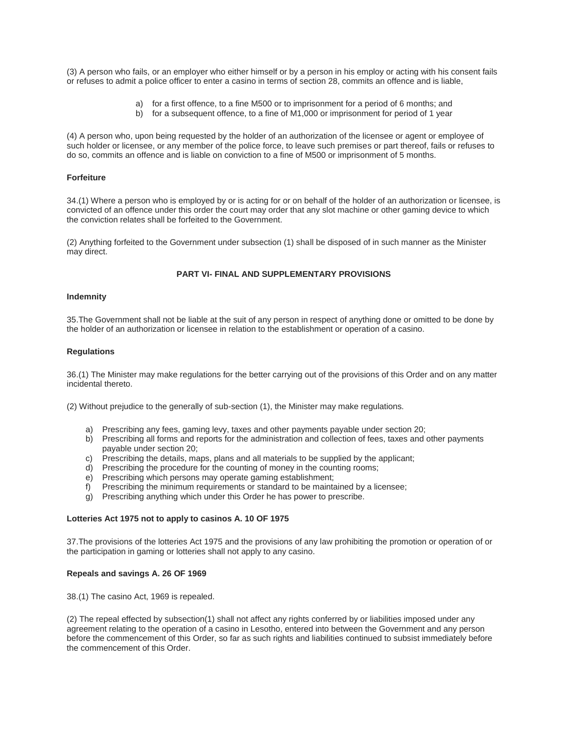(3) A person who fails, or an employer who either himself or by a person in his employ or acting with his consent fails or refuses to admit a police officer to enter a casino in terms of section 28, commits an offence and is liable,

a) for a first offence, to a fine M500 or to imprisonment for a period of 6 months; and
b) for a subsequent offence, to a fine of M1,000 or imprisonment for period of 1 year

(4) A person who, upon being requested by the holder of an authorization of the licensee or agent or employee of such holder or licensee, or any member of the police force, to leave such premises or part thereof, fails or refuses to do so, commits an offence and is liable on conviction to a fine of M500 or imprisonment of 5 months.

**Forfeiture**

34.(1) Where a person who is employed by or is acting for or on behalf of the holder of an authorization or licensee, is convicted of an offence under this order the court may order that any slot machine or other gaming device to which the conviction relates shall be forfeited to the Government.

(2) Anything forfeited to the Government under subsection (1) shall be disposed of in such manner as the Minister may direct.

**PART VI- FINAL AND SUPPLEMENTARY PROVISIONS**

**Indemnity**

35.The Government shall not be liable at the suit of any person in respect of anything done or omitted to be done by the holder of an authorization or licensee in relation to the establishment or operation of a casino.

**Regulations**

36.(1) The Minister may make regulations for the better carrying out of the provisions of this Order and on any matter incidental thereto.

(2) Without prejudice to the generally of sub-section (1), the Minister may make regulations.

a) Prescribing any fees, gaming levy, taxes and other payments payable under section 20;
b) Prescribing all forms and reports for the administration and collection of fees, taxes and other payments payable under section 20;
c) Prescribing the details, maps, plans and all materials to be supplied by the applicant;
d) Prescribing the procedure for the counting of money in the counting rooms;
e) Prescribing which persons may operate gaming establishment;
f) Prescribing the minimum requirements or standard to be maintained by a licensee;
g) Prescribing anything which under this Order he has power to prescribe.

**Lotteries Act 1975 not to apply to casinos A. 10 OF 1975**

37.The provisions of the lotteries Act 1975 and the provisions of any law prohibiting the promotion or operation of or the participation in gaming or lotteries shall not apply to any casino.

**Repeals and savings A. 26 OF 1969**

38.(1) The casino Act, 1969 is repealed.

(2) The repeal effected by subsection(1) shall not affect any rights conferred by or liabilities imposed under any agreement relating to the operation of a casino in Lesotho, entered into between the Government and any person before the commencement of this Order, so far as such rights and liabilities continued to subsist immediately before the commencement of this Order.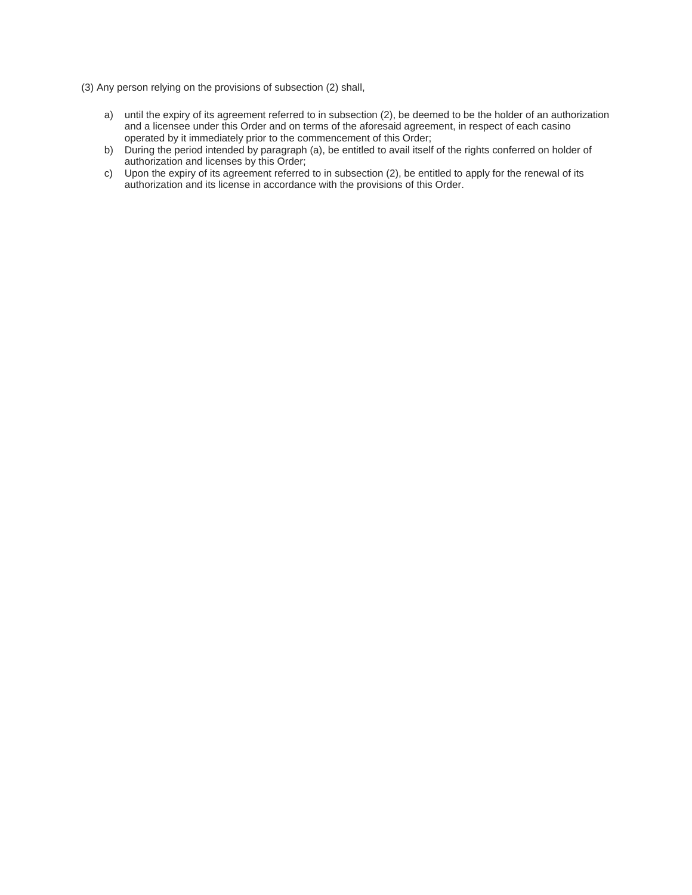(3) Any person relying on the provisions of subsection (2) shall,

a) until the expiry of its agreement referred to in subsection (2), be deemed to be the holder of an authorization and a licensee under this Order and on terms of the aforesaid agreement, in respect of each casino operated by it immediately prior to the commencement of this Order;
b) During the period intended by paragraph (a), be entitled to avail itself of the rights conferred on holder of authorization and licenses by this Order;
c) Upon the expiry of its agreement referred to in subsection (2), be entitled to apply for the renewal of its authorization and its license in accordance with the provisions of this Order.